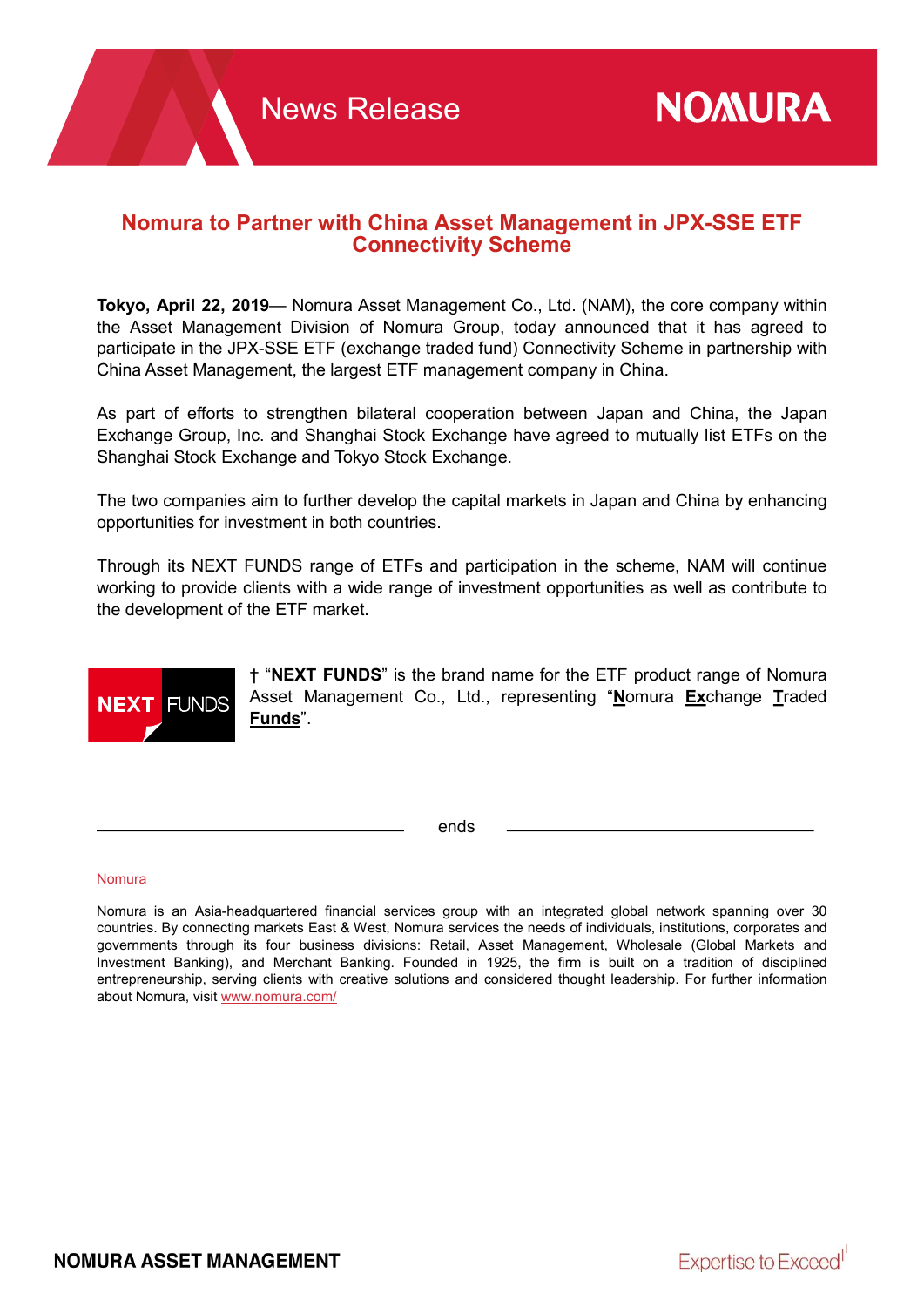# Nomura to Partner with China Asset Management in JPX-SSE ETF Connectivity Scheme

**Tokyo, April 22, 2019**— Nomura Asset Management Co., Ltd. (NAM), the core company within the Asset Management Division of Nomura Group, today announced that it has agreed to participate in the JPX-SSE ETF (exchange traded fund) Connectivity Scheme in partnership with China Asset Management, the largest ETF management company in China.

As part of efforts to strengthen bilateral cooperation between Japan and China, the Japan Exchange Group, Inc. and Shanghai Stock Exchange have agreed to mutually list ETFs on the Shanghai Stock Exchange and Tokyo Stock Exchange.

The two companies aim to further develop the capital markets in Japan and China by enhancing opportunities for investment in both countries.

Through its NEXT FUNDS range of ETFs and participation in the scheme, NAM will continue working to provide clients with a wide range of investment opportunities as well as contribute to the development of the ETF market.

† "**NEXT FUNDS**" is the brand name for the ETF product range of Nomura Asset Management Co., Ltd., representing "**N**omura **Ex**change **T**raded **Funds**".

ends

Nomura

Nomura is an Asia-headquartered financial services group with an integrated global network spanning over 30 countries. By connecting markets East & West, Nomura services the needs of individuals, institutions, corporates and governments through its four business divisions: Retail, Asset Management, Wholesale (Global Markets and Investment Banking), and Merchant Banking. Founded in 1925, the firm is built on a tradition of disciplined entrepreneurship, serving clients with creative solutions and considered thought leadership. For further information about Nomura, visit www.nomura.com/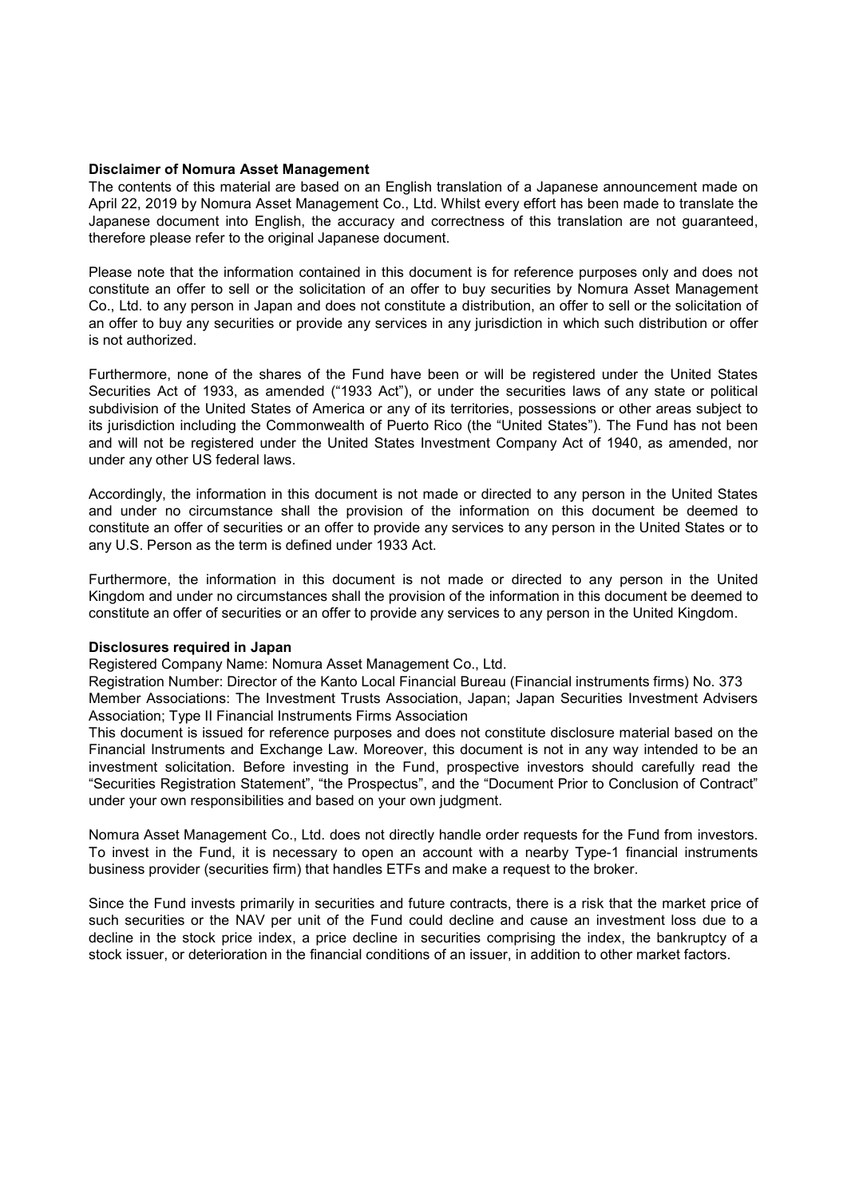**Disclaimer of Nomura Asset Management**

The contents of this material are based on an English translation of a Japanese announcement made on April 22, 2019 by Nomura Asset Management Co., Ltd. Whilst every effort has been made to translate the Japanese document into English, the accuracy and correctness of this translation are not guaranteed, therefore please refer to the original Japanese document.

Please note that the information contained in this document is for reference purposes only and does not constitute an offer to sell or the solicitation of an offer to buy securities by Nomura Asset Management Co., Ltd. to any person in Japan and does not constitute a distribution, an offer to sell or the solicitation of an offer to buy any securities or provide any services in any jurisdiction in which such distribution or offer is not authorized.

Furthermore, none of the shares of the Fund have been or will be registered under the United States Securities Act of 1933, as amended ("1933 Act"), or under the securities laws of any state or political subdivision of the United States of America or any of its territories, possessions or other areas subject to its jurisdiction including the Commonwealth of Puerto Rico (the "United States"). The Fund has not been and will not be registered under the United States Investment Company Act of 1940, as amended, nor under any other US federal laws.

Accordingly, the information in this document is not made or directed to any person in the United States and under no circumstance shall the provision of the information on this document be deemed to constitute an offer of securities or an offer to provide any services to any person in the United States or to any U.S. Person as the term is defined under 1933 Act.

Furthermore, the information in this document is not made or directed to any person in the United Kingdom and under no circumstances shall the provision of the information in this document be deemed to constitute an offer of securities or an offer to provide any services to any person in the United Kingdom.

**Disclosures required in Japan**

Registered Company Name: Nomura Asset Management Co., Ltd.
Registration Number: Director of the Kanto Local Financial Bureau (Financial instruments firms) No. 373
Member Associations: The Investment Trusts Association, Japan; Japan Securities Investment Advisers Association; Type II Financial Instruments Firms Association
This document is issued for reference purposes and does not constitute disclosure material based on the Financial Instruments and Exchange Law. Moreover, this document is not in any way intended to be an investment solicitation. Before investing in the Fund, prospective investors should carefully read the "Securities Registration Statement", "the Prospectus", and the "Document Prior to Conclusion of Contract" under your own responsibilities and based on your own judgment.

Nomura Asset Management Co., Ltd. does not directly handle order requests for the Fund from investors. To invest in the Fund, it is necessary to open an account with a nearby Type-1 financial instruments business provider (securities firm) that handles ETFs and make a request to the broker.

Since the Fund invests primarily in securities and future contracts, there is a risk that the market price of such securities or the NAV per unit of the Fund could decline and cause an investment loss due to a decline in the stock price index, a price decline in securities comprising the index, the bankruptcy of a stock issuer, or deterioration in the financial conditions of an issuer, in addition to other market factors.